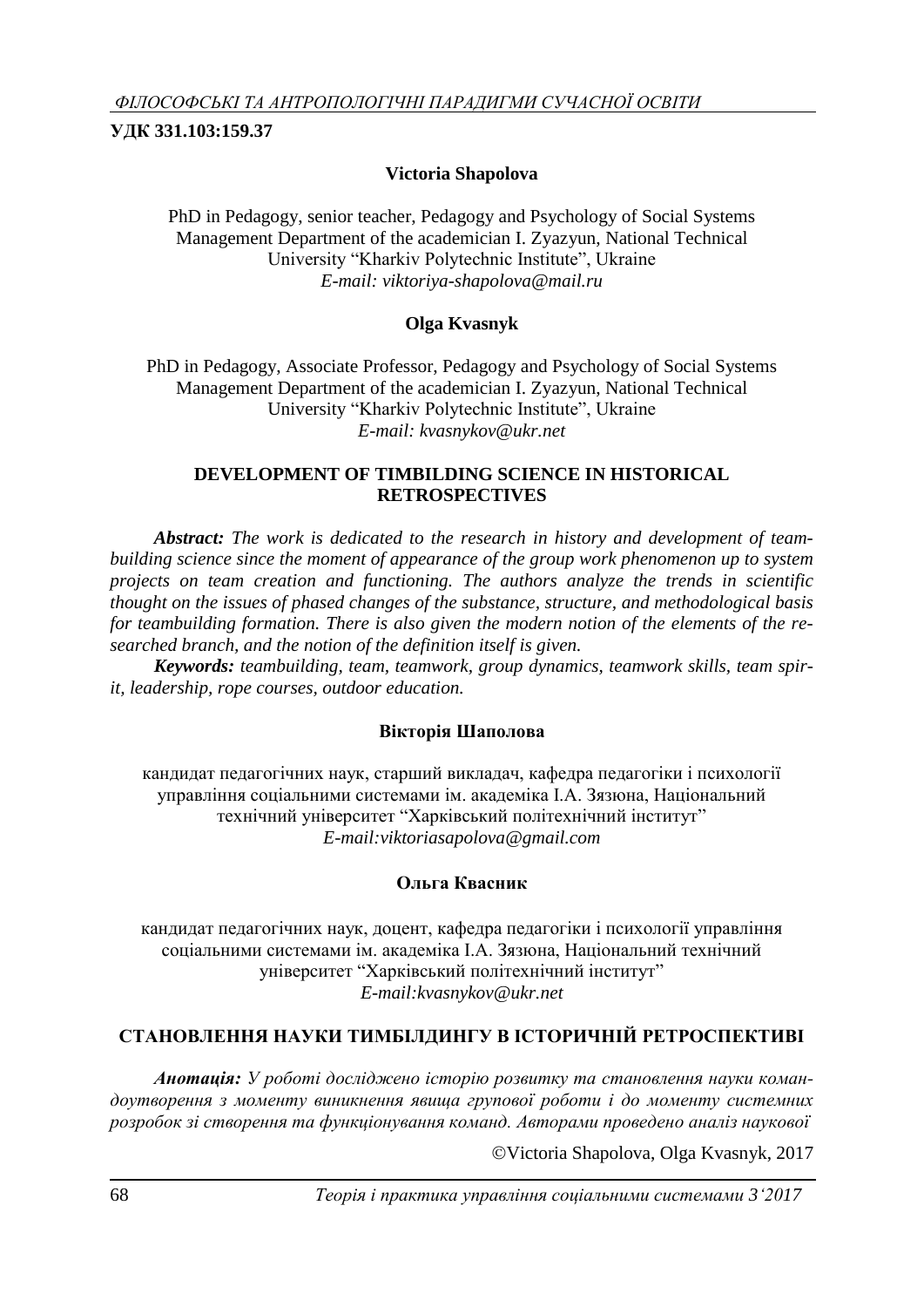**УДК 331.103:159.37**

**Victoria Shapolova**

PhD in Pedagogy, senior teacher, Pedagogy and Psychology of Social Systems Management Department of the academician I. Zyazyun, National Technical University "Kharkiv Polytechnic Institute", Ukraine
*E-mail: viktoriya-shapolova@mail.ru*

**Olga Kvasnyk**

PhD in Pedagogy, Associate Professor, Pedagogy and Psychology of Social Systems Management Department of the academician I. Zyazyun, National Technical University "Kharkiv Polytechnic Institute", Ukraine
*E-mail: kvasnykov@ukr.net*

## DEVELOPMENT OF TIMBILDING SCIENCE IN HISTORICAL RETROSPECTIVES

***Abstract:*** *The work is dedicated to the research in history and development of team-building science since the moment of appearance of the group work phenomenon up to system projects on team creation and functioning. The authors analyze the trends in scientific thought on the issues of phased changes of the substance, structure, and methodological basis for teambuilding formation. There is also given the modern notion of the elements of the researched branch, and the notion of the definition itself is given.*

***Keywords:*** *teambuilding, team, teamwork, group dynamics, teamwork skills, team spirit, leadership, rope courses, outdoor education.*

**Вікторія Шаполова**

кандидат педагогічних наук, старший викладач, кафедра педагогіки і психології управління соціальними системами ім. академіка І.А. Зязюна, Національний технічний університет "Харківський політехнічний інститут"
*E-mail:viktoriasapolova@gmail.com*

**Ольга Квасник**

кандидат педагогічних наук, доцент, кафедра педагогіки і психології управління соціальними системами ім. академіка І.А. Зязюна, Національний технічний університет "Харківський політехнічний інститут"
*E-mail:kvasnykov@ukr.net*

## СТАНОВЛЕННЯ НАУКИ ТИМБІЛДИНГУ В ІСТОРИЧНІЙ РЕТРОСПЕКТИВІ

***Анотація:*** *У роботі досліджено історію розвитку та становлення науки командоутворення з моменту виникнення явища групової роботи і до моменту системних розробок зі створення та функціонування команд. Авторами проведено аналіз наукової*

©Victoria Shapolova, Olga Kvasnyk, 2017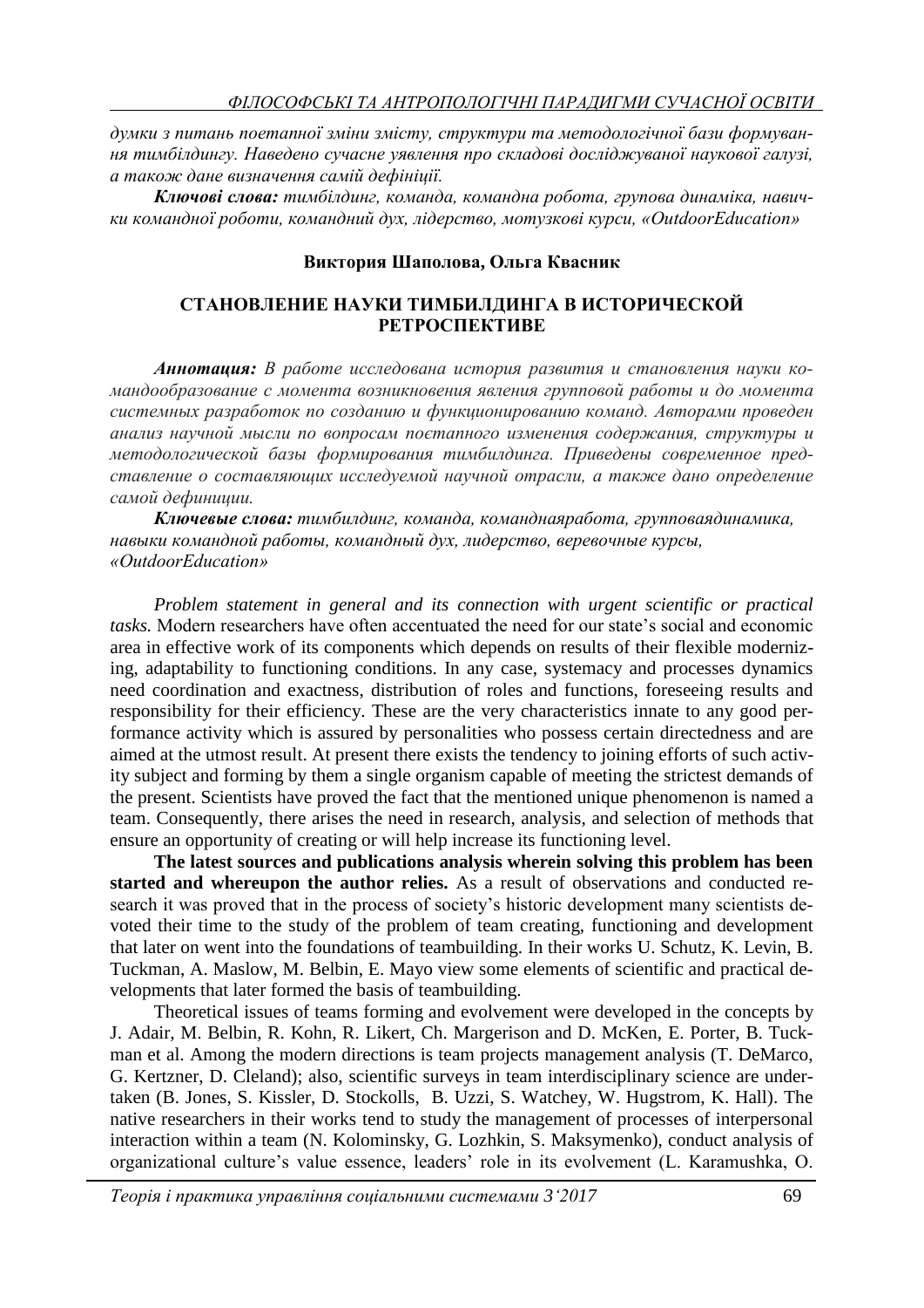*думки з питань поетапної зміни змісту, структури та методологічної бази формування тимбілдингу. Наведено сучасне уявлення про складові досліджуваної наукової галузі, а також дане визначення самій дефініції.*

***Ключові слова:*** *тимбілдинг, команда, командна робота, групова динаміка, навички командної роботи, командний дух, лідерство, мотузкові курси, «OutdoorEducation»*

**Виктория Шаполова, Ольга Квасник**

## СТАНОВЛЕНИЕ НАУКИ ТИМБИЛДИНГА В ИСТОРИЧЕСКОЙ РЕТРОСПЕКТИВЕ

***Аннотация:*** *В работе исследована история развития и становления науки командообразование с момента возникновения явления групповой работы и до момента системных разработок по созданию и функционированию команд. Авторами проведен анализ научной мысли по вопросам поэтапного изменения содержания, структуры и методологической базы формирования тимбилдинга. Приведены современное представление о составляющих исследуемой научной отрасли, а также дано определение самой дефиниции.*

***Ключевые слова:*** *тимбилдинг, команда, командаяработа, групповаядинамика, навыки командной работы, командный дух, лидерство, веревочные курсы, «OutdoorEducation»*

*Problem statement in general and its connection with urgent scientific or practical tasks.* Modern researchers have often accentuated the need for our state's social and economic area in effective work of its components which depends on results of their flexible modernizing, adaptability to functioning conditions. In any case, systemacy and processes dynamics need coordination and exactness, distribution of roles and functions, foreseeing results and responsibility for their efficiency. These are the very characteristics innate to any good performance activity which is assured by personalities who possess certain directedness and are aimed at the utmost result. At present there exists the tendency to joining efforts of such activity subject and forming by them a single organism capable of meeting the strictest demands of the present. Scientists have proved the fact that the mentioned unique phenomenon is named a team. Consequently, there arises the need in research, analysis, and selection of methods that ensure an opportunity of creating or will help increase its functioning level.

**The latest sources and publications analysis wherein solving this problem has been started and whereupon the author relies.** As a result of observations and conducted research it was proved that in the process of society's historic development many scientists devoted their time to the study of the problem of team creating, functioning and development that later on went into the foundations of teambuilding. In their works U. Schutz, K. Levin, B. Tuckman, A. Maslow, M. Belbin, E. Mayo view some elements of scientific and practical developments that later formed the basis of teambuilding.

Theoretical issues of teams forming and evolvement were developed in the concepts by J. Adair, M. Belbin, R. Kohn, R. Likert, Ch. Margerison and D. McKen, E. Porter, B. Tuckman et al. Among the modern directions is team projects management analysis (T. DeMarco, G. Kertzner, D. Cleland); also, scientific surveys in team interdisciplinary science are undertaken (B. Jones, S. Kissler, D. Stockolls, B. Uzzi, S. Watchey, W. Hugstrom, K. Hall). The native researchers in their works tend to study the management of processes of interpersonal interaction within a team (N. Kolominsky, G. Lozhkin, S. Maksymenko), conduct analysis of organizational culture's value essence, leaders' role in its evolvement (L. Karamushka, O.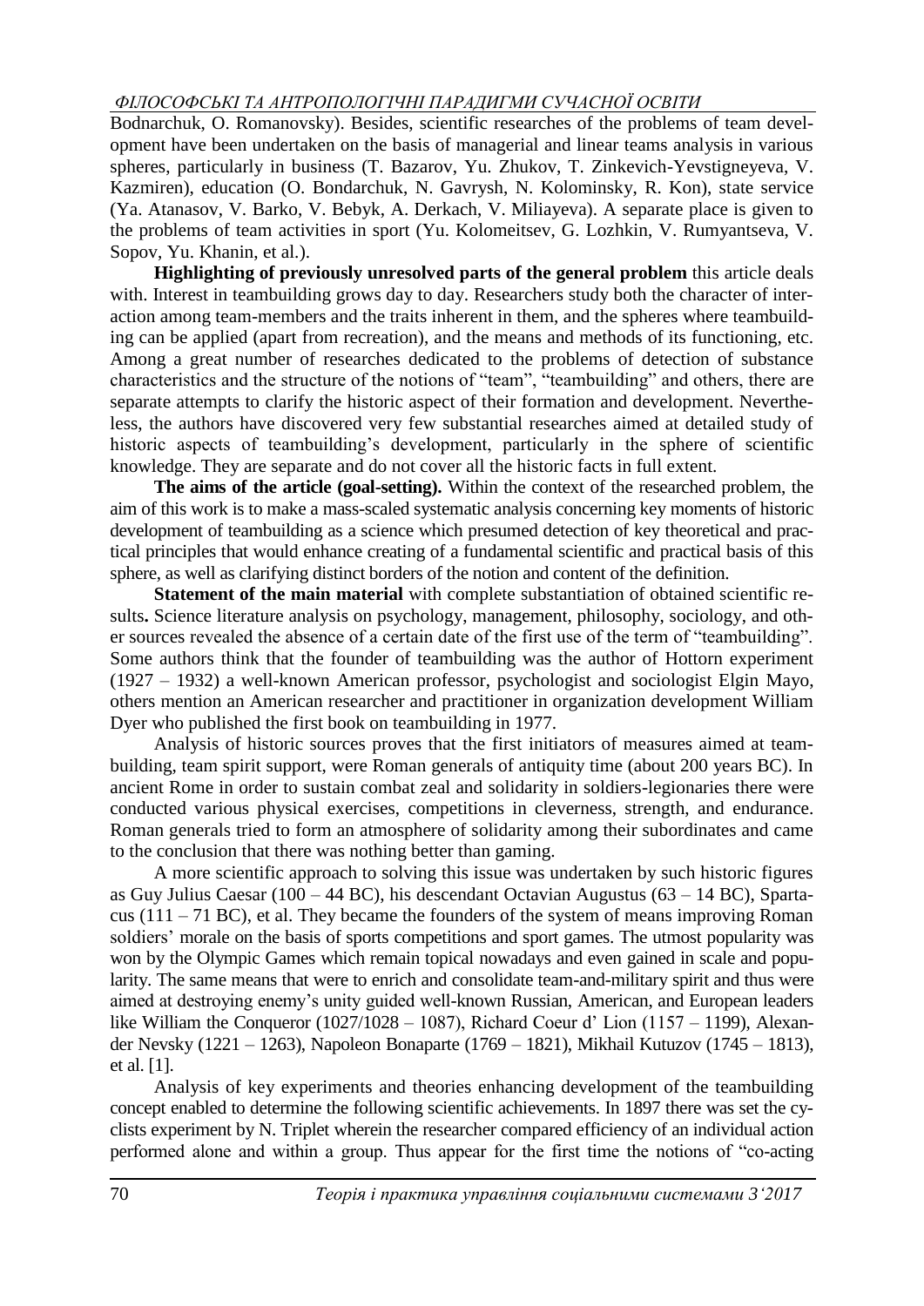Bodnarchuk, O. Romanovsky). Besides, scientific researches of the problems of team development have been undertaken on the basis of managerial and linear teams analysis in various spheres, particularly in business (T. Bazarov, Yu. Zhukov, T. Zinkevich-Yevstigneyeva, V. Kazmiren), education (O. Bondarchuk, N. Gavrysh, N. Kolominsky, R. Kon), state service (Ya. Atanasov, V. Barko, V. Bebyk, A. Derkach, V. Miliayeva). A separate place is given to the problems of team activities in sport (Yu. Kolomeitsev, G. Lozhkin, V. Rumyantseva, V. Sopov, Yu. Khanin, et al.).

**Highlighting of previously unresolved parts of the general problem** this article deals with. Interest in teambuilding grows day to day. Researchers study both the character of interaction among team-members and the traits inherent in them, and the spheres where teambuilding can be applied (apart from recreation), and the means and methods of its functioning, etc. Among a great number of researches dedicated to the problems of detection of substance characteristics and the structure of the notions of "team", "teambuilding" and others, there are separate attempts to clarify the historic aspect of their formation and development. Nevertheless, the authors have discovered very few substantial researches aimed at detailed study of historic aspects of teambuilding's development, particularly in the sphere of scientific knowledge. They are separate and do not cover all the historic facts in full extent.

**The aims of the article (goal-setting).** Within the context of the researched problem, the aim of this work is to make a mass-scaled systematic analysis concerning key moments of historic development of teambuilding as a science which presumed detection of key theoretical and practical principles that would enhance creating of a fundamental scientific and practical basis of this sphere, as well as clarifying distinct borders of the notion and content of the definition.

**Statement of the main material** with complete substantiation of obtained scientific results**.** Science literature analysis on psychology, management, philosophy, sociology, and other sources revealed the absence of a certain date of the first use of the term of "teambuilding". Some authors think that the founder of teambuilding was the author of Hottorn experiment (1927 – 1932) a well-known American professor, psychologist and sociologist Elgin Mayo, others mention an American researcher and practitioner in organization development William Dyer who published the first book on teambuilding in 1977.

Analysis of historic sources proves that the first initiators of measures aimed at teambuilding, team spirit support, were Roman generals of antiquity time (about 200 years BC). In ancient Rome in order to sustain combat zeal and solidarity in soldiers-legionaries there were conducted various physical exercises, competitions in cleverness, strength, and endurance. Roman generals tried to form an atmosphere of solidarity among their subordinates and came to the conclusion that there was nothing better than gaming.

A more scientific approach to solving this issue was undertaken by such historic figures as Guy Julius Caesar (100 – 44 BC), his descendant Octavian Augustus (63 – 14 BC), Spartacus (111 – 71 BC), et al. They became the founders of the system of means improving Roman soldiers' morale on the basis of sports competitions and sport games. The utmost popularity was won by the Olympic Games which remain topical nowadays and even gained in scale and popularity. The same means that were to enrich and consolidate team-and-military spirit and thus were aimed at destroying enemy's unity guided well-known Russian, American, and European leaders like William the Conqueror (1027/1028 – 1087), Richard Coeur d' Lion (1157 – 1199), Alexander Nevsky (1221 – 1263), Napoleon Bonaparte (1769 – 1821), Mikhail Kutuzov (1745 – 1813), et al. [1].

Analysis of key experiments and theories enhancing development of the teambuilding concept enabled to determine the following scientific achievements. In 1897 there was set the cyclists experiment by N. Triplet wherein the researcher compared efficiency of an individual action performed alone and within a group. Thus appear for the first time the notions of "co-acting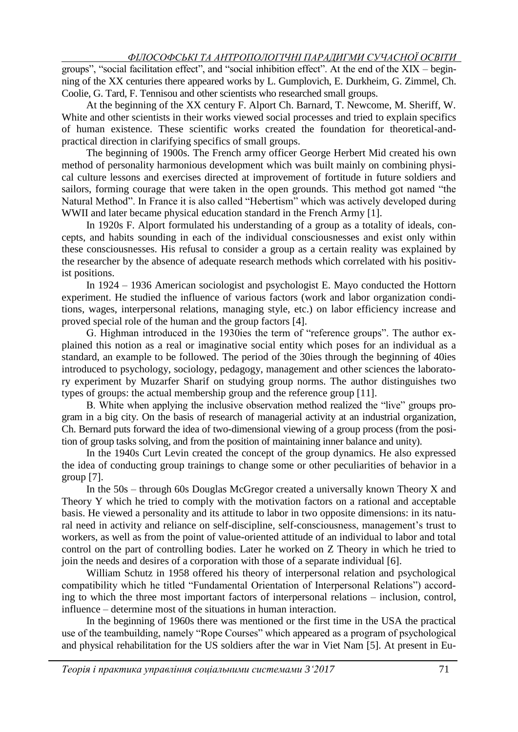groups", "social facilitation effect", and "social inhibition effect". At the end of the XIX – beginning of the XX centuries there appeared works by L. Gumplovich, E. Durkheim, G. Zimmel, Ch. Coolie, G. Tard, F. Tennisou and other scientists who researched small groups.

At the beginning of the XX century F. Alport Ch. Barnard, T. Newcome, M. Sheriff, W. White and other scientists in their works viewed social processes and tried to explain specifics of human existence. These scientific works created the foundation for theoretical-and-practical direction in clarifying specifics of small groups.

The beginning of 1900s. The French army officer George Herbert Mid created his own method of personality harmonious development which was built mainly on combining physical culture lessons and exercises directed at improvement of fortitude in future soldiers and sailors, forming courage that were taken in the open grounds. This method got named "the Natural Method". In France it is also called "Hebertism" which was actively developed during WWII and later became physical education standard in the French Army [1].

In 1920s F. Alport formulated his understanding of a group as a totality of ideals, concepts, and habits sounding in each of the individual consciousnesses and exist only within these consciousnesses. His refusal to consider a group as a certain reality was explained by the researcher by the absence of adequate research methods which correlated with his positivist positions.

In 1924 – 1936 American sociologist and psychologist E. Mayo conducted the Hottorn experiment. He studied the influence of various factors (work and labor organization conditions, wages, interpersonal relations, managing style, etc.) on labor efficiency increase and proved special role of the human and the group factors [4].

G. Highman introduced in the 1930ies the term of "reference groups". The author explained this notion as a real or imaginative social entity which poses for an individual as a standard, an example to be followed. The period of the 30ies through the beginning of 40ies introduced to psychology, sociology, pedagogy, management and other sciences the laboratory experiment by Muzarfer Sharif on studying group norms. The author distinguishes two types of groups: the actual membership group and the reference group [11].

B. White when applying the inclusive observation method realized the "live" groups program in a big city. On the basis of research of managerial activity at an industrial organization, Ch. Bernard puts forward the idea of two-dimensional viewing of a group process (from the position of group tasks solving, and from the position of maintaining inner balance and unity).

In the 1940s Curt Levin created the concept of the group dynamics. He also expressed the idea of conducting group trainings to change some or other peculiarities of behavior in a group [7].

In the 50s – through 60s Douglas McGregor created a universally known Theory X and Theory Y which he tried to comply with the motivation factors on a rational and acceptable basis. He viewed a personality and its attitude to labor in two opposite dimensions: in its natural need in activity and reliance on self-discipline, self-consciousness, management's trust to workers, as well as from the point of value-oriented attitude of an individual to labor and total control on the part of controlling bodies. Later he worked on Z Theory in which he tried to join the needs and desires of a corporation with those of a separate individual [6].

William Schutz in 1958 offered his theory of interpersonal relation and psychological compatibility which he titled "Fundamental Orientation of Interpersonal Relations") according to which the three most important factors of interpersonal relations – inclusion, control, influence – determine most of the situations in human interaction.

In the beginning of 1960s there was mentioned or the first time in the USA the practical use of the teambuilding, namely "Rope Courses" which appeared as a program of psychological and physical rehabilitation for the US soldiers after the war in Viet Nam [5]. At present in Eu-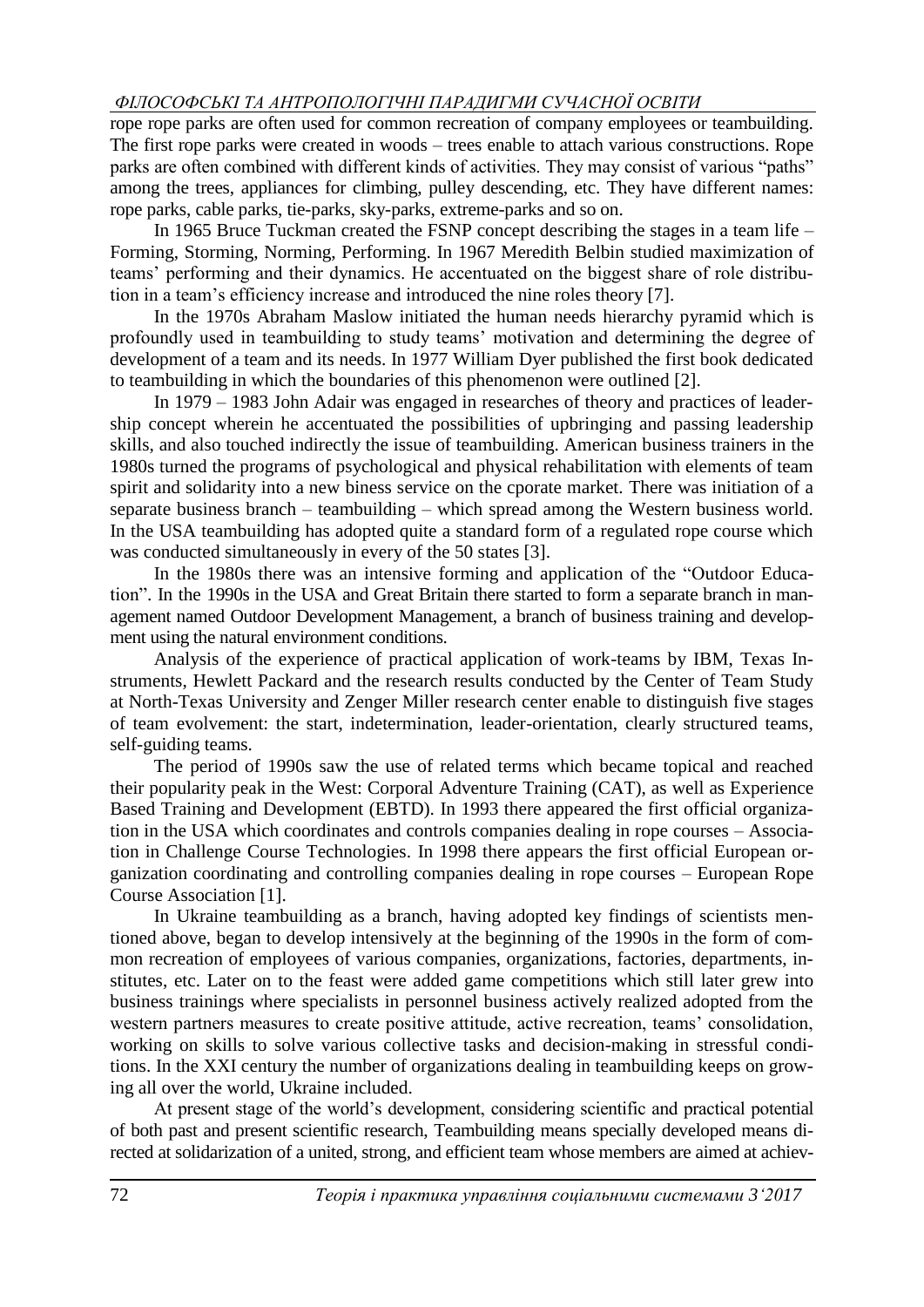rope rope parks are often used for common recreation of company employees or teambuilding. The first rope parks were created in woods – trees enable to attach various constructions. Rope parks are often combined with different kinds of activities. They may consist of various "paths" among the trees, appliances for climbing, pulley descending, etc. They have different names: rope parks, cable parks, tie-parks, sky-parks, extreme-parks and so on.

In 1965 Bruce Tuckman created the FSNP concept describing the stages in a team life – Forming, Storming, Norming, Performing. In 1967 Meredith Belbin studied maximization of teams' performing and their dynamics. He accentuated on the biggest share of role distribution in a team's efficiency increase and introduced the nine roles theory [7].

In the 1970s Abraham Maslow initiated the human needs hierarchy pyramid which is profoundly used in teambuilding to study teams' motivation and determining the degree of development of a team and its needs. In 1977 William Dyer published the first book dedicated to teambuilding in which the boundaries of this phenomenon were outlined [2].

In 1979 – 1983 John Adair was engaged in researches of theory and practices of leadership concept wherein he accentuated the possibilities of upbringing and passing leadership skills, and also touched indirectly the issue of teambuilding. American business trainers in the 1980s turned the programs of psychological and physical rehabilitation with elements of team spirit and solidarity into a new biness service on the cporate market. There was initiation of a separate business branch – teambuilding – which spread among the Western business world. In the USA teambuilding has adopted quite a standard form of a regulated rope course which was conducted simultaneously in every of the 50 states [3].

In the 1980s there was an intensive forming and application of the "Outdoor Education". In the 1990s in the USA and Great Britain there started to form a separate branch in management named Outdoor Development Management, a branch of business training and development using the natural environment conditions.

Analysis of the experience of practical application of work-teams by IBM, Texas Instruments, Hewlett Packard and the research results conducted by the Center of Team Study at North-Texas University and Zenger Miller research center enable to distinguish five stages of team evolvement: the start, indetermination, leader-orientation, clearly structured teams, self-guiding teams.

The period of 1990s saw the use of related terms which became topical and reached their popularity peak in the West: Corporal Adventure Training (CAT), as well as Experience Based Training and Development (EBTD). In 1993 there appeared the first official organization in the USA which coordinates and controls companies dealing in rope courses – Association in Challenge Course Technologies. In 1998 there appears the first official European organization coordinating and controlling companies dealing in rope courses – European Rope Course Association [1].

In Ukraine teambuilding as a branch, having adopted key findings of scientists mentioned above, began to develop intensively at the beginning of the 1990s in the form of common recreation of employees of various companies, organizations, factories, departments, institutes, etc. Later on to the feast were added game competitions which still later grew into business trainings where specialists in personnel business actively realized adopted from the western partners measures to create positive attitude, active recreation, teams' consolidation, working on skills to solve various collective tasks and decision-making in stressful conditions. In the XXI century the number of organizations dealing in teambuilding keeps on growing all over the world, Ukraine included.

At present stage of the world's development, considering scientific and practical potential of both past and present scientific research, Teambuilding means specially developed means directed at solidarization of a united, strong, and efficient team whose members are aimed at achiev-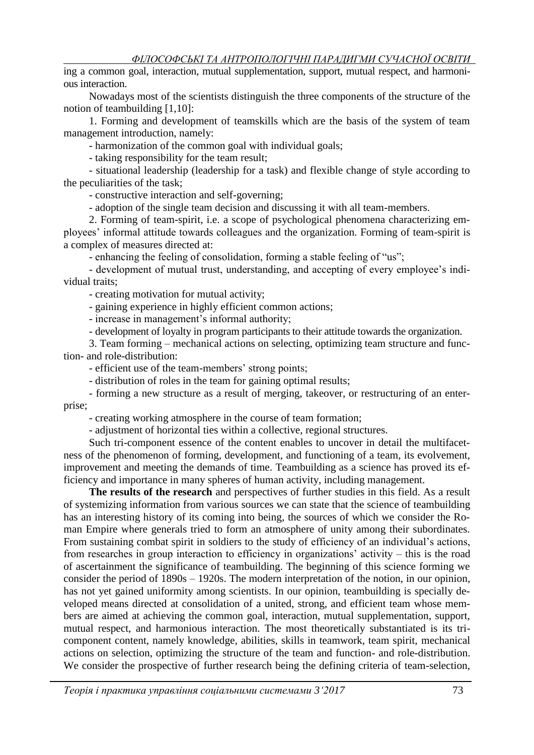ing a common goal, interaction, mutual supplementation, support, mutual respect, and harmonious interaction.

Nowadays most of the scientists distinguish the three components of the structure of the notion of teambuilding [1,10]:

1. Forming and development of teamskills which are the basis of the system of team management introduction, namely:

- harmonization of the common goal with individual goals;
- taking responsibility for the team result;
- situational leadership (leadership for a task) and flexible change of style according to the peculiarities of the task;
- constructive interaction and self-governing;
- adoption of the single team decision and discussing it with all team-members.

2. Forming of team-spirit, i.e. a scope of psychological phenomena characterizing employees' informal attitude towards colleagues and the organization. Forming of team-spirit is a complex of measures directed at:

- enhancing the feeling of consolidation, forming a stable feeling of "us";
- development of mutual trust, understanding, and accepting of every employee's individual traits;
- creating motivation for mutual activity;
- gaining experience in highly efficient common actions;
- increase in management's informal authority;
- development of loyalty in program participants to their attitude towards the organization.

3. Team forming – mechanical actions on selecting, optimizing team structure and function- and role-distribution:

- efficient use of the team-members' strong points;
- distribution of roles in the team for gaining optimal results;
- forming a new structure as a result of merging, takeover, or restructuring of an enterprise;
- creating working atmosphere in the course of team formation;
- adjustment of horizontal ties within a collective, regional structures.

Such tri-component essence of the content enables to uncover in detail the multifacetness of the phenomenon of forming, development, and functioning of a team, its evolvement, improvement and meeting the demands of time. Teambuilding as a science has proved its efficiency and importance in many spheres of human activity, including management.

**The results of the research** and perspectives of further studies in this field. As a result of systemizing information from various sources we can state that the science of teambuilding has an interesting history of its coming into being, the sources of which we consider the Roman Empire where generals tried to form an atmosphere of unity among their subordinates. From sustaining combat spirit in soldiers to the study of efficiency of an individual's actions, from researches in group interaction to efficiency in organizations' activity – this is the road of ascertainment the significance of teambuilding. The beginning of this science forming we consider the period of 1890s – 1920s. The modern interpretation of the notion, in our opinion, has not yet gained uniformity among scientists. In our opinion, teambuilding is specially developed means directed at consolidation of a united, strong, and efficient team whose members are aimed at achieving the common goal, interaction, mutual supplementation, support, mutual respect, and harmonious interaction. The most theoretically substantiated is its tri-component content, namely knowledge, abilities, skills in teamwork, team spirit, mechanical actions on selection, optimizing the structure of the team and function- and role-distribution. We consider the prospective of further research being the defining criteria of team-selection,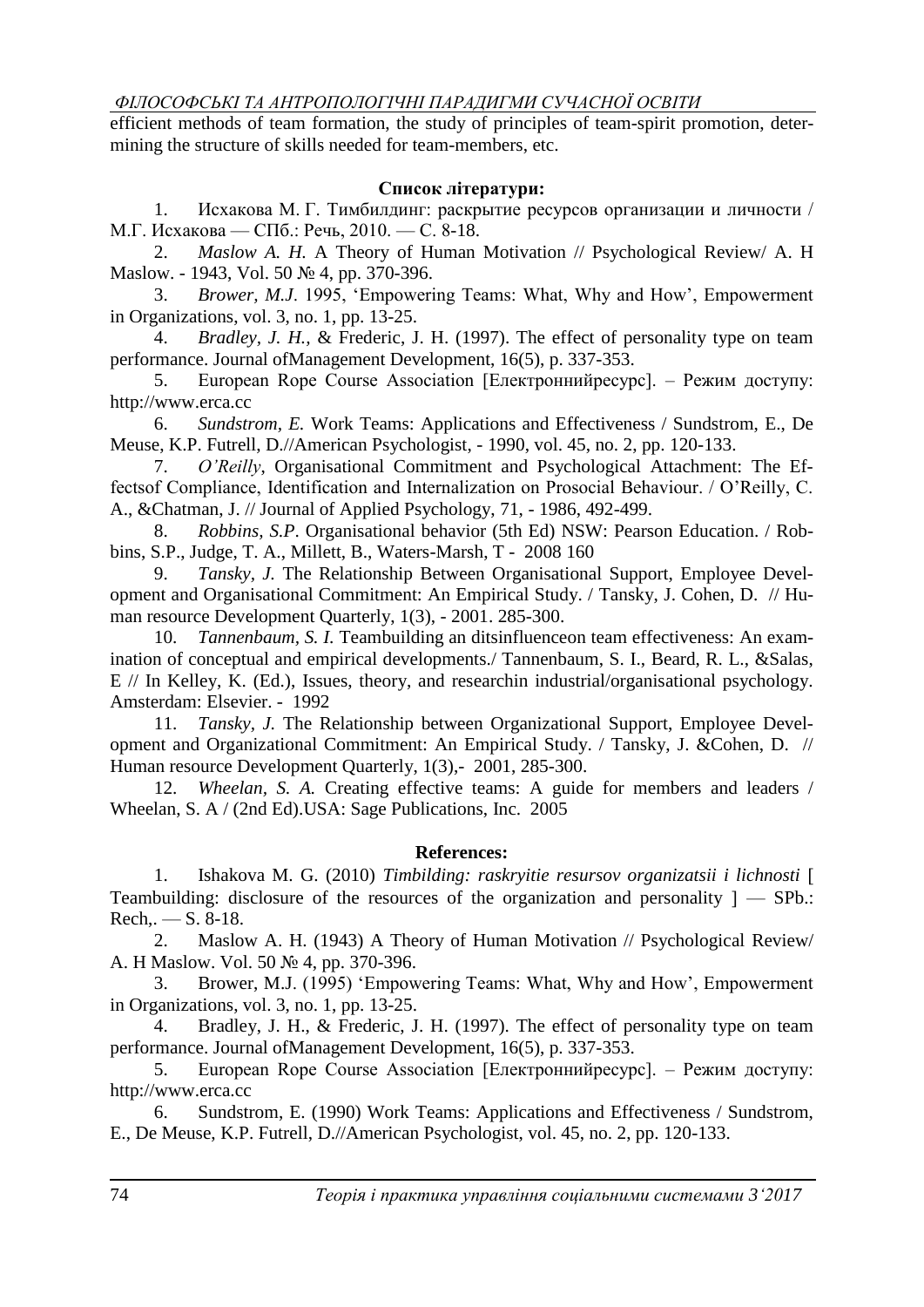efficient methods of team formation, the study of principles of team-spirit promotion, determining the structure of skills needed for team-members, etc.

**Список літератури:**

1. Исхакова М. Г. Тимбилдинг: раскрытие ресурсов организации и личности / М.Г. Исхакова — СПб.: Речь, 2010. — С. 8-18.
2. *Maslow A. H.* A Theory of Human Motivation // Psychological Review/ A. H Maslow. - 1943, Vol. 50 № 4, pp. 370-396.
3. *Brower, M.J*. 1995, 'Empowering Teams: What, Why and How', Empowerment in Organizations, vol. 3, no. 1, pp. 13-25.
4. *Bradley, J. H.,* & Frederic, J. H. (1997). The effect of personality type on team performance. Journal ofManagement Development, 16(5), p. 337-353.
5. European Rope Course Association [Електроннийресурс]. – Режим доступу: http://www.erca.cc
6. *Sundstrom, E.* Work Teams: Applications and Effectiveness / Sundstrom, E., De Meuse, K.P. Futrell, D.//American Psychologist, - 1990, vol. 45, no. 2, pp. 120-133.
7. *O'Reilly*, Organisational Commitment and Psychological Attachment: The Effectsof Compliance, Identification and Internalization on Prosocial Behaviour. / O'Reilly, C. A., &Chatman, J. // Journal of Applied Psychology, 71, - 1986, 492-499.
8. *Robbins, S.P*. Organisational behavior (5th Ed) NSW: Pearson Education. / Robbins, S.P., Judge, T. A., Millett, B., Waters-Marsh, T - 2008 160
9. *Tansky, J.* The Relationship Between Organisational Support, Employee Development and Organisational Commitment: An Empirical Study. / Tansky, J. Cohen, D. // Human resource Development Quarterly, 1(3), - 2001. 285-300.
10. *Tannenbaum, S. I.* Teambuilding an ditsinfluenceon team effectiveness: An examination of conceptual and empirical developments./ Tannenbaum, S. I., Beard, R. L., &Salas, E // In Kelley, K. (Ed.), Issues, theory, and researchin industrial/organisational psychology. Amsterdam: Elsevier. - 1992
11. *Tansky, J.* The Relationship between Organizational Support, Employee Development and Organizational Commitment: An Empirical Study. / Tansky, J. &Cohen, D. // Human resource Development Quarterly, 1(3),- 2001, 285-300.
12. *Wheelan, S. A.* Creating effective teams: A guide for members and leaders / Wheelan, S. A / (2nd Ed).USA: Sage Publications, Inc. 2005

**References:**

1. Ishakova M. G. (2010) *Timbilding: raskryitie resursov organizatsii i lichnosti* [ Teambuilding: disclosure of the resources of the organization and personality ] — SPb.: Rech,. — S. 8-18.
2. Maslow A. H. (1943) A Theory of Human Motivation // Psychological Review/ A. H Maslow. Vol. 50 № 4, pp. 370-396.
3. Brower, M.J. (1995) 'Empowering Teams: What, Why and How', Empowerment in Organizations, vol. 3, no. 1, pp. 13-25.
4. Bradley, J. H., & Frederic, J. H. (1997). The effect of personality type on team performance. Journal ofManagement Development, 16(5), p. 337-353.
5. European Rope Course Association [Електроннийресурс]. – Режим доступу: http://www.erca.cc
6. Sundstrom, E. (1990) Work Teams: Applications and Effectiveness / Sundstrom, E., De Meuse, K.P. Futrell, D.//American Psychologist, vol. 45, no. 2, pp. 120-133.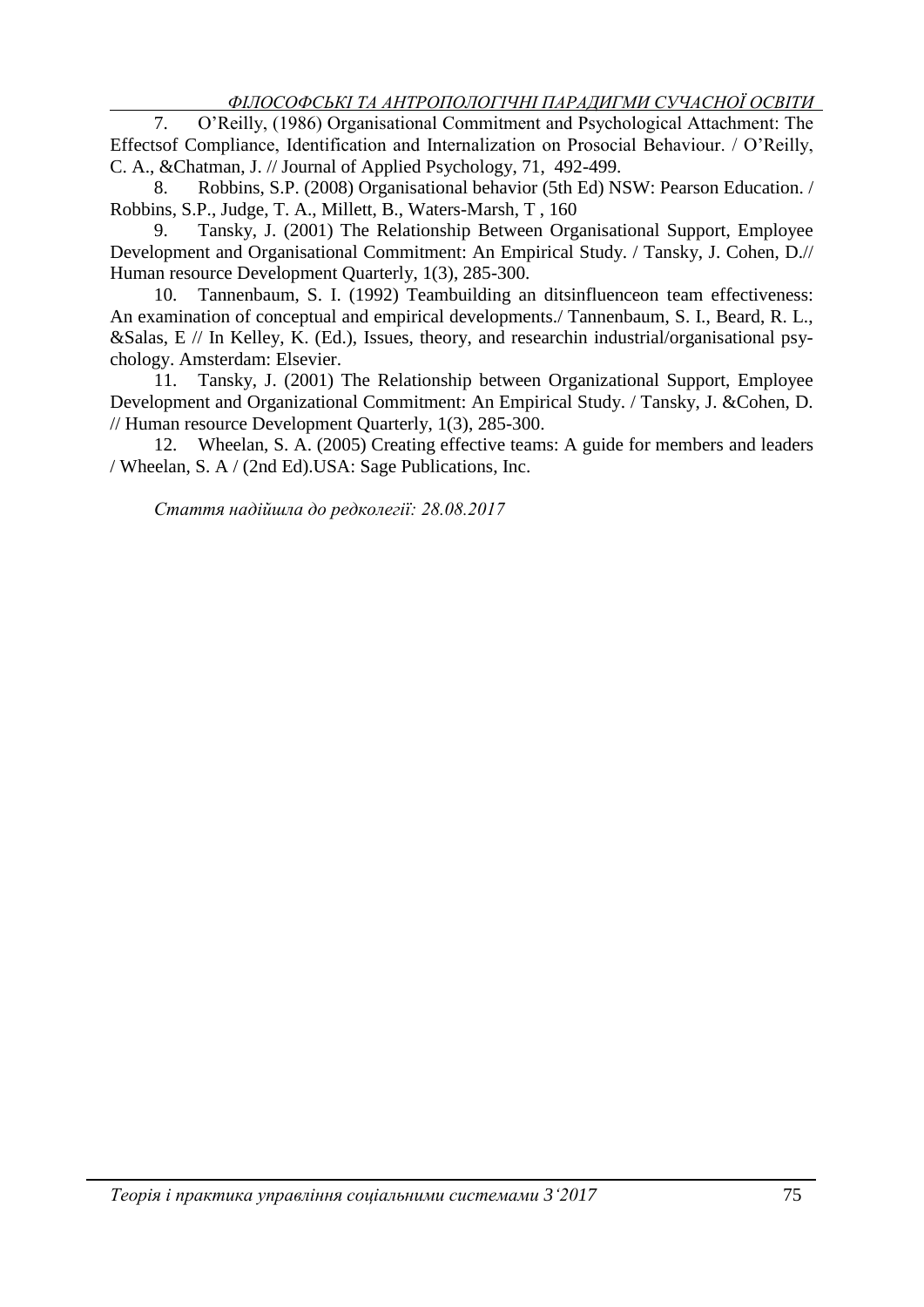7. O'Reilly, (1986) Organisational Commitment and Psychological Attachment: The Effectsof Compliance, Identification and Internalization on Prosocial Behaviour. / O'Reilly, C. A., &Chatman, J. // Journal of Applied Psychology, 71, 492-499.

8. Robbins, S.P. (2008) Organisational behavior (5th Ed) NSW: Pearson Education. / Robbins, S.P., Judge, T. A., Millett, B., Waters-Marsh, T , 160

9. Tansky, J. (2001) The Relationship Between Organisational Support, Employee Development and Organisational Commitment: An Empirical Study. / Tansky, J. Cohen, D.// Human resource Development Quarterly, 1(3), 285-300.

10. Tannenbaum, S. I. (1992) Teambuilding an ditsinfluenceon team effectiveness: An examination of conceptual and empirical developments./ Tannenbaum, S. I., Beard, R. L., &Salas, E // In Kelley, K. (Ed.), Issues, theory, and researchin industrial/organisational psychology. Amsterdam: Elsevier.

11. Tansky, J. (2001) The Relationship between Organizational Support, Employee Development and Organizational Commitment: An Empirical Study. / Tansky, J. &Cohen, D. // Human resource Development Quarterly, 1(3), 285-300.

12. Wheelan, S. A. (2005) Creating effective teams: A guide for members and leaders / Wheelan, S. A / (2nd Ed).USA: Sage Publications, Inc.

*Стаття надійшла до редколегії: 28.08.2017*